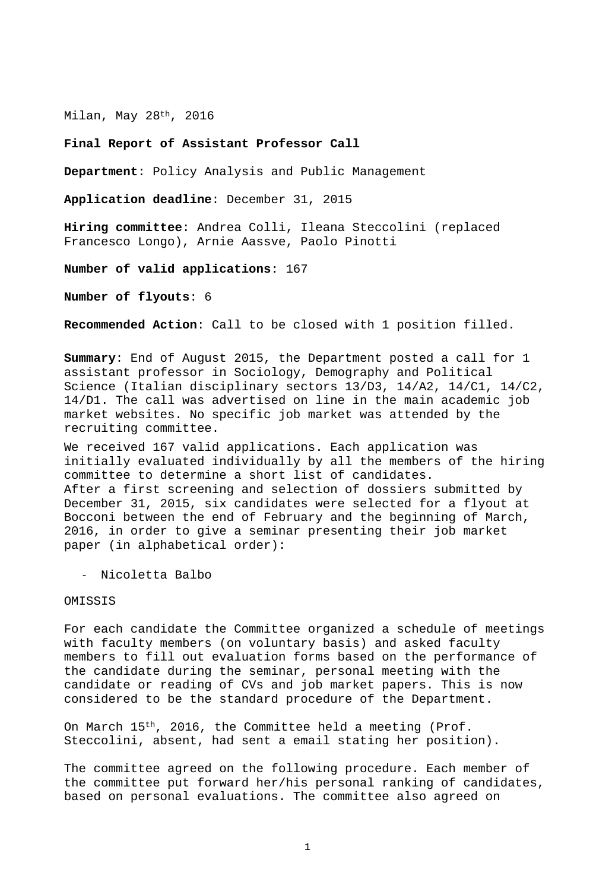Milan, May 28th, 2016

**Final Report of Assistant Professor Call**

**Department**: Policy Analysis and Public Management

**Application deadline**: December 31, 2015

**Hiring committee**: Andrea Colli, Ileana Steccolini (replaced Francesco Longo), Arnie Aassve, Paolo Pinotti

**Number of valid applications**: 167

**Number of flyouts**: 6

**Recommended Action**: Call to be closed with 1 position filled.

**Summary**: End of August 2015, the Department posted a call for 1 assistant professor in Sociology, Demography and Political Science (Italian disciplinary sectors 13/D3, 14/A2, 14/C1, 14/C2, 14/D1. The call was advertised on line in the main academic job market websites. No specific job market was attended by the recruiting committee.

We received 167 valid applications. Each application was initially evaluated individually by all the members of the hiring committee to determine a short list of candidates.
After a first screening and selection of dossiers submitted by December 31, 2015, six candidates were selected for a flyout at Bocconi between the end of February and the beginning of March, 2016, in order to give a seminar presenting their job market paper (in alphabetical order):

- Nicoletta Balbo

OMISSIS

For each candidate the Committee organized a schedule of meetings with faculty members (on voluntary basis) and asked faculty members to fill out evaluation forms based on the performance of the candidate during the seminar, personal meeting with the candidate or reading of CVs and job market papers. This is now considered to be the standard procedure of the Department.

On March 15th, 2016, the Committee held a meeting (Prof. Steccolini, absent, had sent a email stating her position).

The committee agreed on the following procedure. Each member of the committee put forward her/his personal ranking of candidates, based on personal evaluations. The committee also agreed on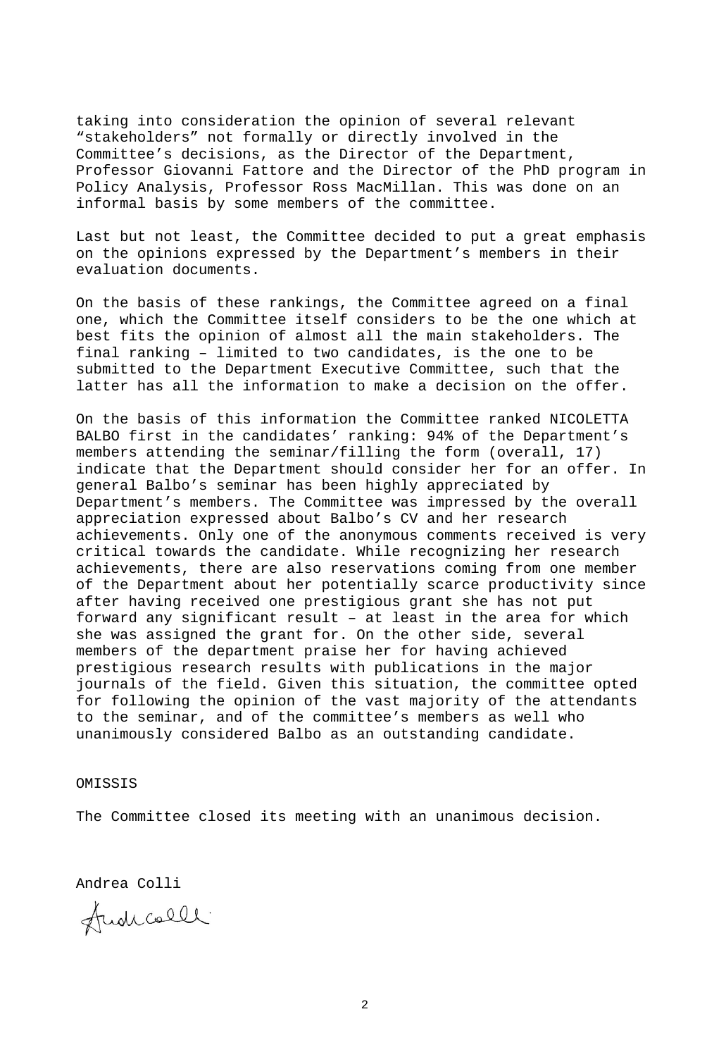taking into consideration the opinion of several relevant "stakeholders" not formally or directly involved in the Committee's decisions, as the Director of the Department, Professor Giovanni Fattore and the Director of the PhD program in Policy Analysis, Professor Ross MacMillan. This was done on an informal basis by some members of the committee.

Last but not least, the Committee decided to put a great emphasis on the opinions expressed by the Department's members in their evaluation documents.

On the basis of these rankings, the Committee agreed on a final one, which the Committee itself considers to be the one which at best fits the opinion of almost all the main stakeholders. The final ranking – limited to two candidates, is the one to be submitted to the Department Executive Committee, such that the latter has all the information to make a decision on the offer.

On the basis of this information the Committee ranked NICOLETTA BALBO first in the candidates' ranking: 94% of the Department's members attending the seminar/filling the form (overall, 17) indicate that the Department should consider her for an offer. In general Balbo's seminar has been highly appreciated by Department's members. The Committee was impressed by the overall appreciation expressed about Balbo's CV and her research achievements. Only one of the anonymous comments received is very critical towards the candidate. While recognizing her research achievements, there are also reservations coming from one member of the Department about her potentially scarce productivity since after having received one prestigious grant she has not put forward any significant result – at least in the area for which she was assigned the grant for. On the other side, several members of the department praise her for having achieved prestigious research results with publications in the major journals of the field. Given this situation, the committee opted for following the opinion of the vast majority of the attendants to the seminar, and of the committee's members as well who unanimously considered Balbo as an outstanding candidate.

OMISSIS

The Committee closed its meeting with an unanimous decision.

Andrea Colli